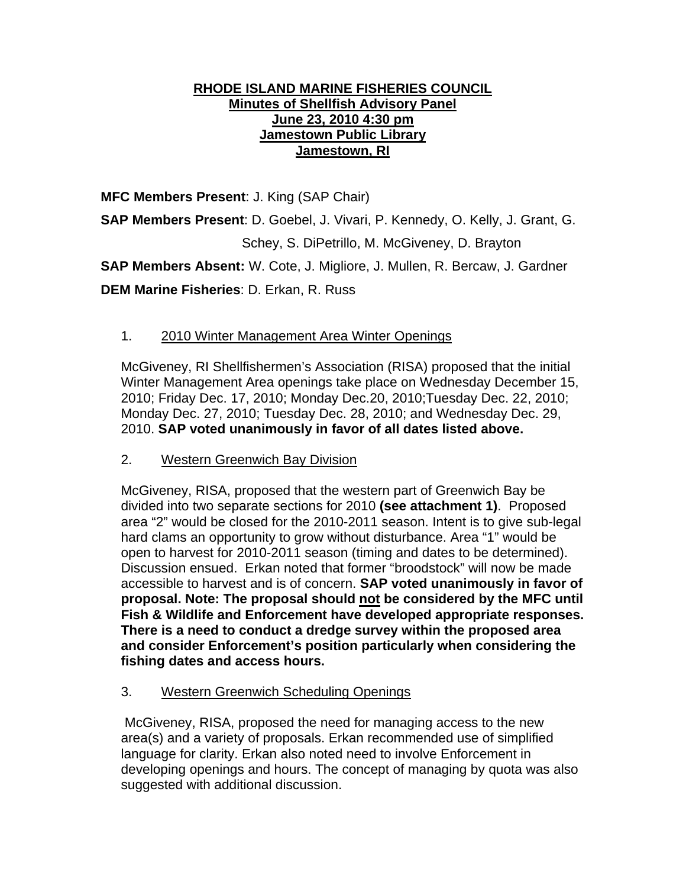**RHODE ISLAND MARINE FISHERIES COUNCIL**
**Minutes of Shellfish Advisory Panel**
**June 23, 2010 4:30 pm**
**Jamestown Public Library**
**Jamestown, RI**

**MFC Members Present**: J. King (SAP Chair)

**SAP Members Present**: D. Goebel, J. Vivari, P. Kennedy, O. Kelly, J. Grant, G. Schey, S. DiPetrillo, M. McGiveney, D. Brayton

**SAP Members Absent:** W. Cote, J. Migliore, J. Mullen, R. Bercaw, J. Gardner

**DEM Marine Fisheries**: D. Erkan, R. Russ

1. 2010 Winter Management Area Winter Openings

   McGiveney, RI Shellfishermen's Association (RISA) proposed that the initial Winter Management Area openings take place on Wednesday December 15, 2010; Friday Dec. 17, 2010; Monday Dec.20, 2010;Tuesday Dec. 22, 2010; Monday Dec. 27, 2010; Tuesday Dec. 28, 2010; and Wednesday Dec. 29, 2010. **SAP voted unanimously in favor of all dates listed above.**

2. Western Greenwich Bay Division

   McGiveney, RISA, proposed that the western part of Greenwich Bay be divided into two separate sections for 2010 **(see attachment 1)**. Proposed area "2" would be closed for the 2010-2011 season. Intent is to give sub-legal hard clams an opportunity to grow without disturbance. Area "1" would be open to harvest for 2010-2011 season (timing and dates to be determined). Discussion ensued. Erkan noted that former "broodstock" will now be made accessible to harvest and is of concern. **SAP voted unanimously in favor of proposal. Note: The proposal should not be considered by the MFC until Fish & Wildlife and Enforcement have developed appropriate responses. There is a need to conduct a dredge survey within the proposed area and consider Enforcement's position particularly when considering the fishing dates and access hours.**

3. Western Greenwich Scheduling Openings

   McGiveney, RISA, proposed the need for managing access to the new area(s) and a variety of proposals. Erkan recommended use of simplified language for clarity. Erkan also noted need to involve Enforcement in developing openings and hours. The concept of managing by quota was also suggested with additional discussion.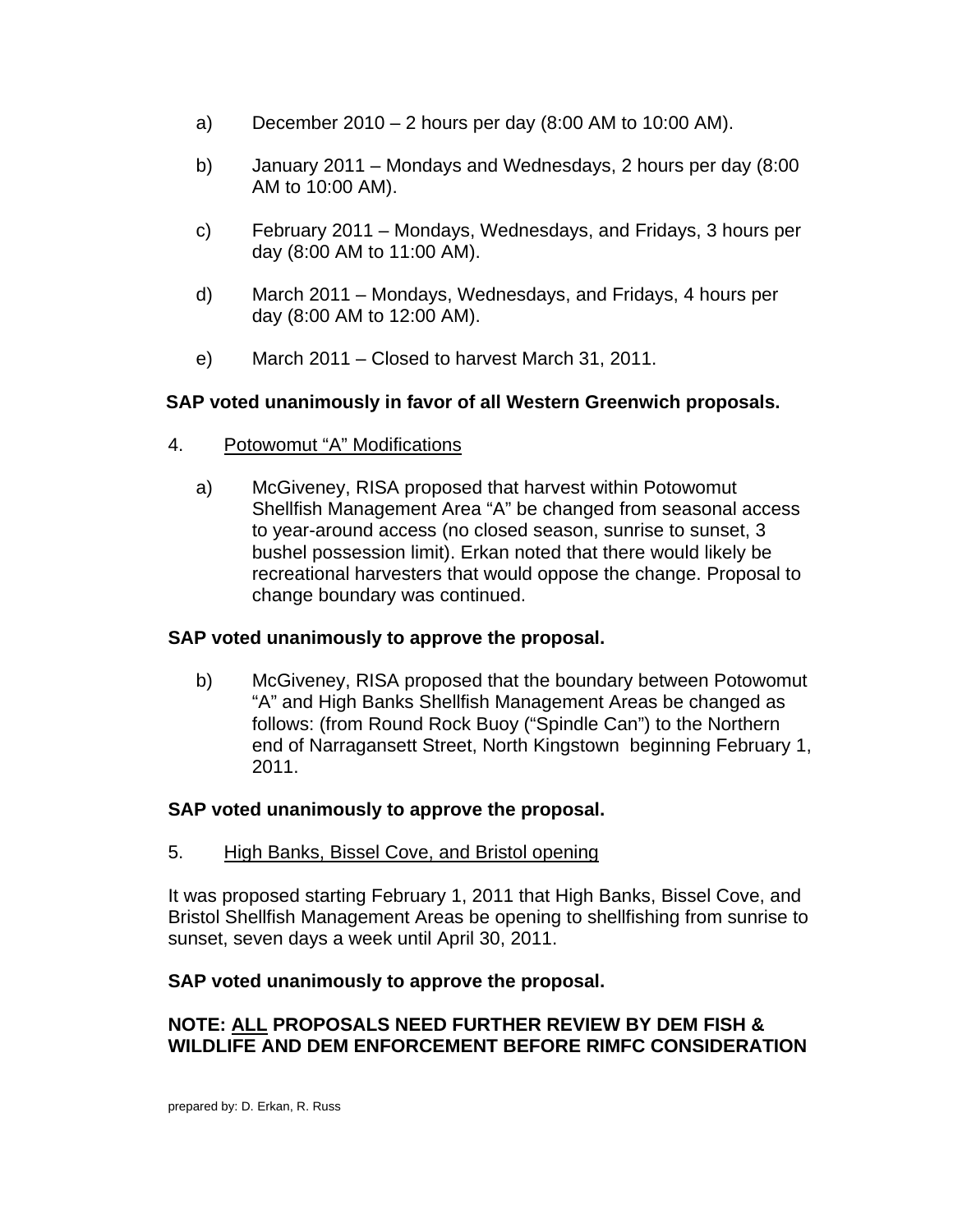a) December 2010 – 2 hours per day (8:00 AM to 10:00 AM).

b) January 2011 – Mondays and Wednesdays, 2 hours per day (8:00 AM to 10:00 AM).

c) February 2011 – Mondays, Wednesdays, and Fridays, 3 hours per day (8:00 AM to 11:00 AM).

d) March 2011 – Mondays, Wednesdays, and Fridays, 4 hours per day (8:00 AM to 12:00 AM).

e) March 2011 – Closed to harvest March 31, 2011.

**SAP voted unanimously in favor of all Western Greenwich proposals.**

4. <u>Potowomut "A" Modifications</u>

a) McGiveney, RISA proposed that harvest within Potowomut Shellfish Management Area "A" be changed from seasonal access to year-around access (no closed season, sunrise to sunset, 3 bushel possession limit). Erkan noted that there would likely be recreational harvesters that would oppose the change. Proposal to change boundary was continued.

**SAP voted unanimously to approve the proposal.**

b) McGiveney, RISA proposed that the boundary between Potowomut "A" and High Banks Shellfish Management Areas be changed as follows: (from Round Rock Buoy ("Spindle Can") to the Northern end of Narragansett Street, North Kingstown beginning February 1, 2011.

**SAP voted unanimously to approve the proposal.**

5. <u>High Banks, Bissel Cove, and Bristol opening</u>

It was proposed starting February 1, 2011 that High Banks, Bissel Cove, and Bristol Shellfish Management Areas be opening to shellfishing from sunrise to sunset, seven days a week until April 30, 2011.

**SAP voted unanimously to approve the proposal.**

**NOTE: <u>ALL</u> PROPOSALS NEED FURTHER REVIEW BY DEM FISH & WILDLIFE AND DEM ENFORCEMENT BEFORE RIMFC CONSIDERATION**

prepared by: D. Erkan, R. Russ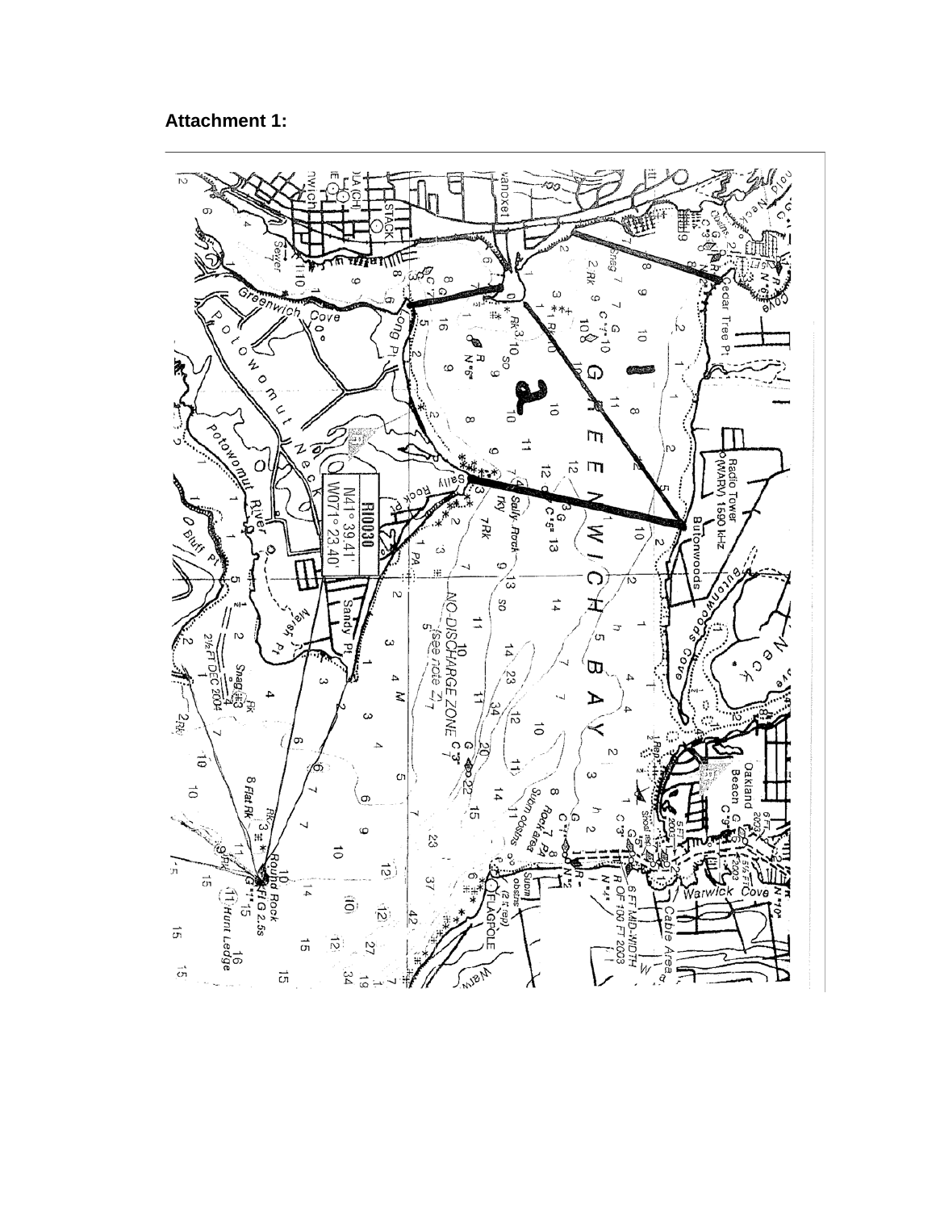**Attachment 1:**